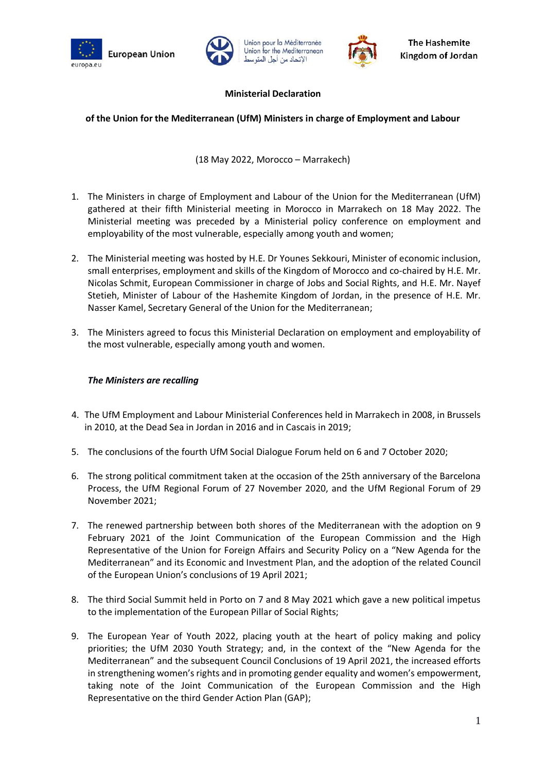European Union

Union pour la Méditerranée
Union for the Mediterranean
الإتحاد من أجل المتوسط

The Hashemite Kingdom of Jordan

**Ministerial Declaration**

**of the Union for the Mediterranean (UfM) Ministers in charge of Employment and Labour**

(18 May 2022, Morocco – Marrakech)

1. The Ministers in charge of Employment and Labour of the Union for the Mediterranean (UfM) gathered at their fifth Ministerial meeting in Morocco in Marrakech on 18 May 2022. The Ministerial meeting was preceded by a Ministerial policy conference on employment and employability of the most vulnerable, especially among youth and women;

2. The Ministerial meeting was hosted by H.E. Dr Younes Sekkouri, Minister of economic inclusion, small enterprises, employment and skills of the Kingdom of Morocco and co-chaired by H.E. Mr. Nicolas Schmit, European Commissioner in charge of Jobs and Social Rights, and H.E. Mr. Nayef Stetieh, Minister of Labour of the Hashemite Kingdom of Jordan, in the presence of H.E. Mr. Nasser Kamel, Secretary General of the Union for the Mediterranean;

3. The Ministers agreed to focus this Ministerial Declaration on employment and employability of the most vulnerable, especially among youth and women.

***The Ministers are recalling***

4. The UfM Employment and Labour Ministerial Conferences held in Marrakech in 2008, in Brussels in 2010, at the Dead Sea in Jordan in 2016 and in Cascais in 2019;

5. The conclusions of the fourth UfM Social Dialogue Forum held on 6 and 7 October 2020;

6. The strong political commitment taken at the occasion of the 25th anniversary of the Barcelona Process, the UfM Regional Forum of 27 November 2020, and the UfM Regional Forum of 29 November 2021;

7. The renewed partnership between both shores of the Mediterranean with the adoption on 9 February 2021 of the Joint Communication of the European Commission and the High Representative of the Union for Foreign Affairs and Security Policy on a "New Agenda for the Mediterranean" and its Economic and Investment Plan, and the adoption of the related Council of the European Union's conclusions of 19 April 2021;

8. The third Social Summit held in Porto on 7 and 8 May 2021 which gave a new political impetus to the implementation of the European Pillar of Social Rights;

9. The European Year of Youth 2022, placing youth at the heart of policy making and policy priorities; the UfM 2030 Youth Strategy; and, in the context of the "New Agenda for the Mediterranean" and the subsequent Council Conclusions of 19 April 2021, the increased efforts in strengthening women's rights and in promoting gender equality and women's empowerment, taking note of the Joint Communication of the European Commission and the High Representative on the third Gender Action Plan (GAP);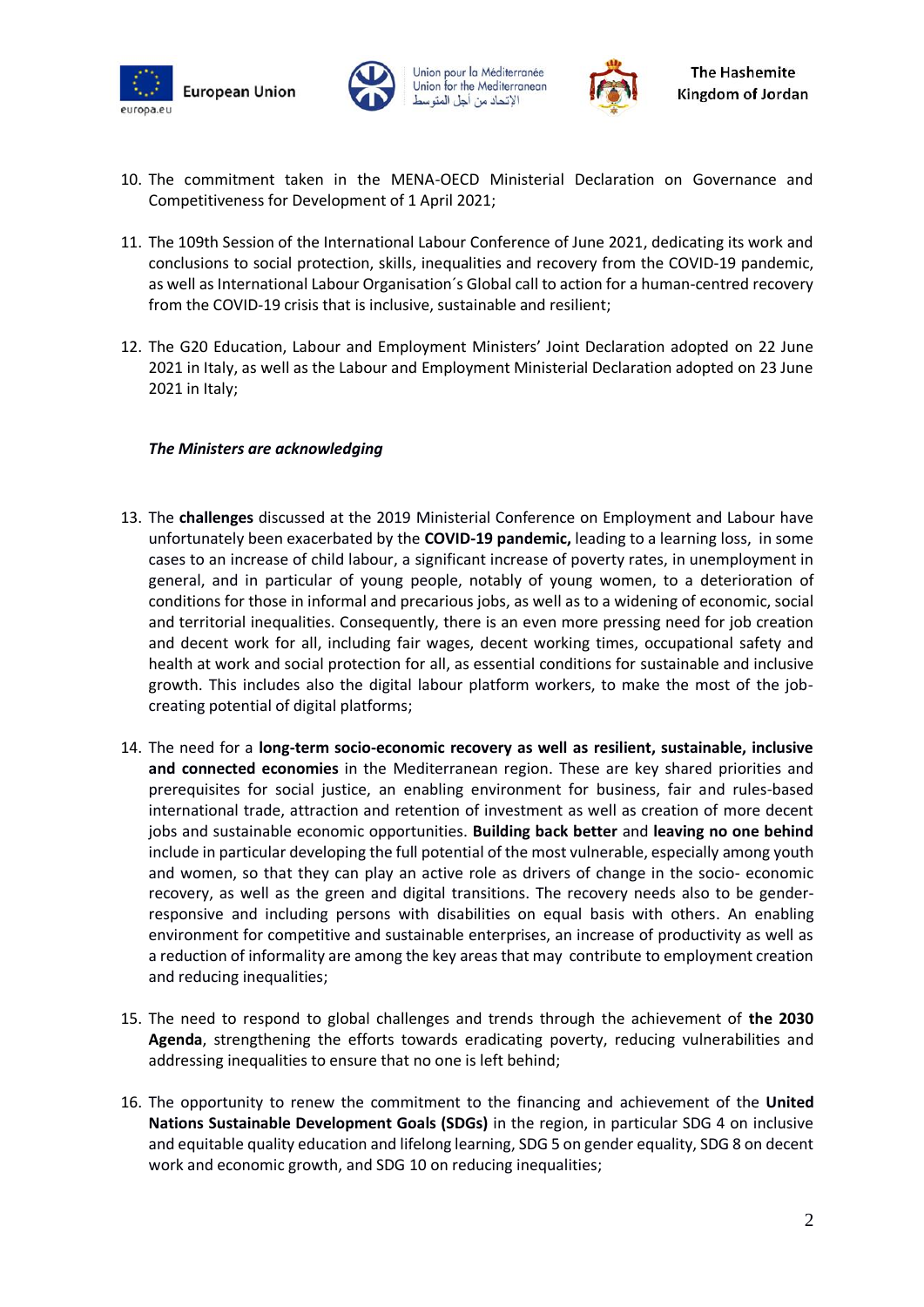10. The commitment taken in the MENA-OECD Ministerial Declaration on Governance and Competitiveness for Development of 1 April 2021;

11. The 109th Session of the International Labour Conference of June 2021, dedicating its work and conclusions to social protection, skills, inequalities and recovery from the COVID-19 pandemic, as well as International Labour Organisation´s Global call to action for a human-centred recovery from the COVID-19 crisis that is inclusive, sustainable and resilient;

12. The G20 Education, Labour and Employment Ministers' Joint Declaration adopted on 22 June 2021 in Italy, as well as the Labour and Employment Ministerial Declaration adopted on 23 June 2021 in Italy;

***The Ministers are acknowledging***

13. The **challenges** discussed at the 2019 Ministerial Conference on Employment and Labour have unfortunately been exacerbated by the **COVID-19 pandemic,** leading to a learning loss, in some cases to an increase of child labour, a significant increase of poverty rates, in unemployment in general, and in particular of young people, notably of young women, to a deterioration of conditions for those in informal and precarious jobs, as well as to a widening of economic, social and territorial inequalities. Consequently, there is an even more pressing need for job creation and decent work for all, including fair wages, decent working times, occupational safety and health at work and social protection for all, as essential conditions for sustainable and inclusive growth. This includes also the digital labour platform workers, to make the most of the job-creating potential of digital platforms;

14. The need for a **long-term socio-economic recovery as well as resilient, sustainable, inclusive and connected economies** in the Mediterranean region. These are key shared priorities and prerequisites for social justice, an enabling environment for business, fair and rules-based international trade, attraction and retention of investment as well as creation of more decent jobs and sustainable economic opportunities. **Building back better** and **leaving no one behind** include in particular developing the full potential of the most vulnerable, especially among youth and women, so that they can play an active role as drivers of change in the socio- economic recovery, as well as the green and digital transitions. The recovery needs also to be gender-responsive and including persons with disabilities on equal basis with others. An enabling environment for competitive and sustainable enterprises, an increase of productivity as well as a reduction of informality are among the key areas that may contribute to employment creation and reducing inequalities;

15. The need to respond to global challenges and trends through the achievement of **the 2030 Agenda**, strengthening the efforts towards eradicating poverty, reducing vulnerabilities and addressing inequalities to ensure that no one is left behind;

16. The opportunity to renew the commitment to the financing and achievement of the **United Nations Sustainable Development Goals (SDGs)** in the region, in particular SDG 4 on inclusive and equitable quality education and lifelong learning, SDG 5 on gender equality, SDG 8 on decent work and economic growth, and SDG 10 on reducing inequalities;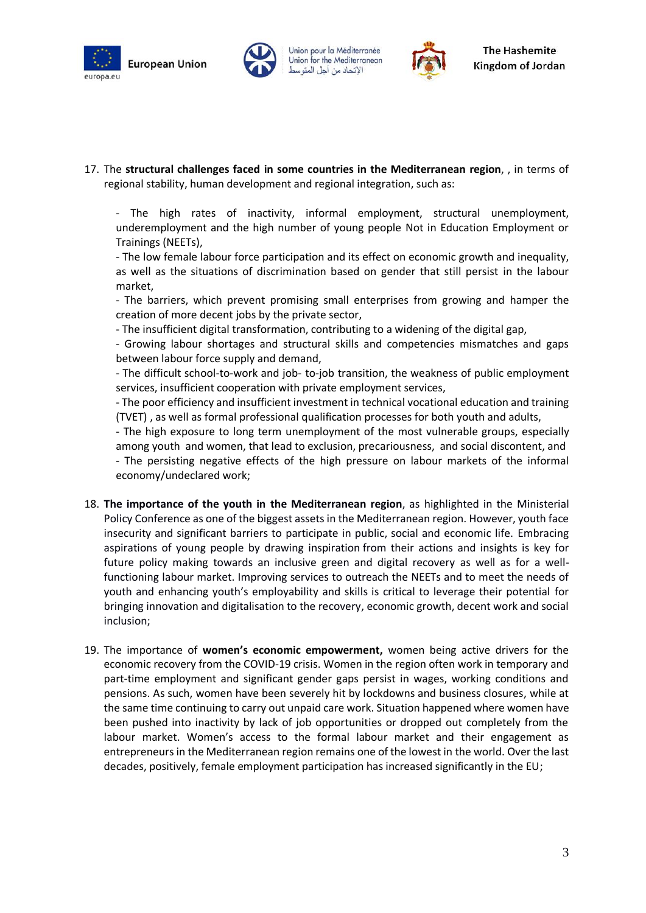17. The **structural challenges faced in some countries in the Mediterranean region**, , in terms of regional stability, human development and regional integration, such as:

    - The high rates of inactivity, informal employment, structural unemployment, underemployment and the high number of young people Not in Education Employment or Trainings (NEETs),
    - The low female labour force participation and its effect on economic growth and inequality, as well as the situations of discrimination based on gender that still persist in the labour market,
    - The barriers, which prevent promising small enterprises from growing and hamper the creation of more decent jobs by the private sector,
    - The insufficient digital transformation, contributing to a widening of the digital gap,
    - Growing labour shortages and structural skills and competencies mismatches and gaps between labour force supply and demand,
    - The difficult school-to-work and job- to-job transition, the weakness of public employment services, insufficient cooperation with private employment services,
    - The poor efficiency and insufficient investment in technical vocational education and training (TVET) , as well as formal professional qualification processes for both youth and adults,
    - The high exposure to long term unemployment of the most vulnerable groups, especially among youth and women, that lead to exclusion, precariousness, and social discontent, and
    - The persisting negative effects of the high pressure on labour markets of the informal economy/undeclared work;

18. **The importance of the youth in the Mediterranean region**, as highlighted in the Ministerial Policy Conference as one of the biggest assets in the Mediterranean region. However, youth face insecurity and significant barriers to participate in public, social and economic life. Embracing aspirations of young people by drawing inspiration from their actions and insights is key for future policy making towards an inclusive green and digital recovery as well as for a well-functioning labour market. Improving services to outreach the NEETs and to meet the needs of youth and enhancing youth's employability and skills is critical to leverage their potential for bringing innovation and digitalisation to the recovery, economic growth, decent work and social inclusion;

19. The importance of **women's economic empowerment,** women being active drivers for the economic recovery from the COVID-19 crisis. Women in the region often work in temporary and part-time employment and significant gender gaps persist in wages, working conditions and pensions. As such, women have been severely hit by lockdowns and business closures, while at the same time continuing to carry out unpaid care work. Situation happened where women have been pushed into inactivity by lack of job opportunities or dropped out completely from the labour market. Women's access to the formal labour market and their engagement as entrepreneurs in the Mediterranean region remains one of the lowest in the world. Over the last decades, positively, female employment participation has increased significantly in the EU;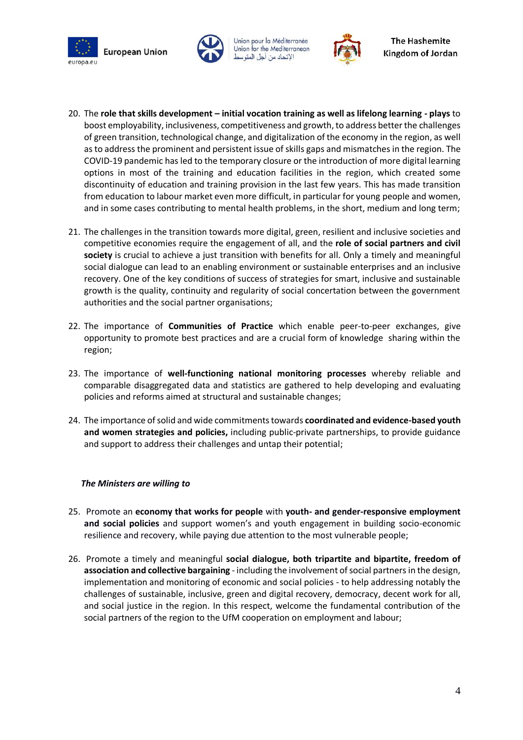20. The **role that skills development – initial vocation training as well as lifelong learning - plays** to boost employability, inclusiveness, competitiveness and growth, to address better the challenges of green transition, technological change, and digitalization of the economy in the region, as well as to address the prominent and persistent issue of skills gaps and mismatches in the region. The COVID-19 pandemic has led to the temporary closure or the introduction of more digital learning options in most of the training and education facilities in the region, which created some discontinuity of education and training provision in the last few years. This has made transition from education to labour market even more difficult, in particular for young people and women, and in some cases contributing to mental health problems, in the short, medium and long term;

21. The challenges in the transition towards more digital, green, resilient and inclusive societies and competitive economies require the engagement of all, and the **role of social partners and civil society** is crucial to achieve a just transition with benefits for all. Only a timely and meaningful social dialogue can lead to an enabling environment or sustainable enterprises and an inclusive recovery. One of the key conditions of success of strategies for smart, inclusive and sustainable growth is the quality, continuity and regularity of social concertation between the government authorities and the social partner organisations;

22. The importance of **Communities of Practice** which enable peer-to-peer exchanges, give opportunity to promote best practices and are a crucial form of knowledge sharing within the region;

23. The importance of **well-functioning national monitoring processes** whereby reliable and comparable disaggregated data and statistics are gathered to help developing and evaluating policies and reforms aimed at structural and sustainable changes;

24. The importance of solid and wide commitments towards **coordinated and evidence-based youth and women strategies and policies,** including public-private partnerships, to provide guidance and support to address their challenges and untap their potential;

***The Ministers are willing to***

25. Promote an **economy that works for people** with **youth- and gender-responsive employment and social policies** and support women's and youth engagement in building socio-economic resilience and recovery, while paying due attention to the most vulnerable people;

26. Promote a timely and meaningful **social dialogue, both tripartite and bipartite, freedom of association and collective bargaining** - including the involvement of social partners in the design, implementation and monitoring of economic and social policies - to help addressing notably the challenges of sustainable, inclusive, green and digital recovery, democracy, decent work for all, and social justice in the region. In this respect, welcome the fundamental contribution of the social partners of the region to the UfM cooperation on employment and labour;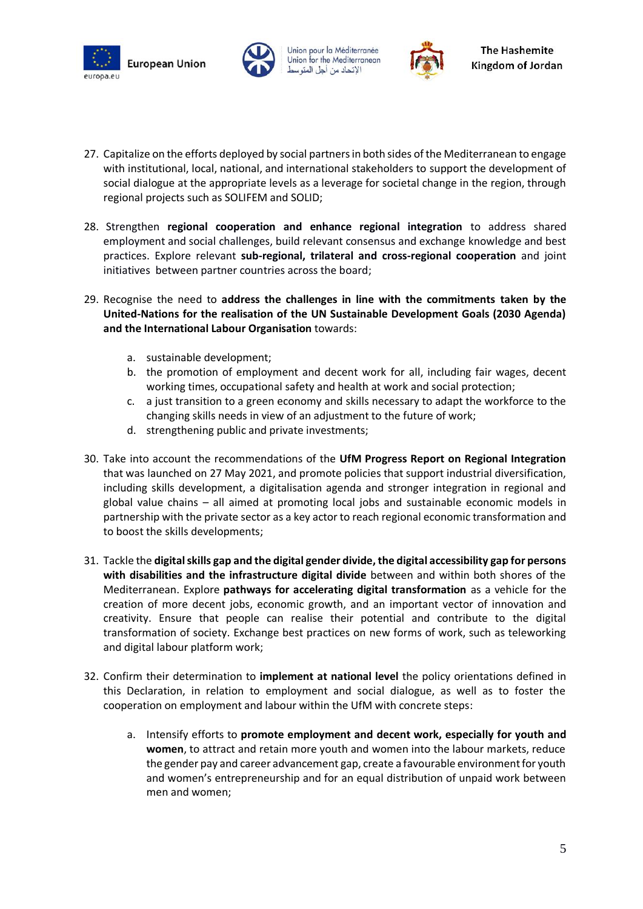27. Capitalize on the efforts deployed by social partners in both sides of the Mediterranean to engage with institutional, local, national, and international stakeholders to support the development of social dialogue at the appropriate levels as a leverage for societal change in the region, through regional projects such as SOLIFEM and SOLID;

28. Strengthen **regional cooperation and enhance regional integration** to address shared employment and social challenges, build relevant consensus and exchange knowledge and best practices. Explore relevant **sub-regional, trilateral and cross-regional cooperation** and joint initiatives between partner countries across the board;

29. Recognise the need to **address the challenges in line with the commitments taken by the United-Nations for the realisation of the UN Sustainable Development Goals (2030 Agenda) and the International Labour Organisation** towards:

    a. sustainable development;
    b. the promotion of employment and decent work for all, including fair wages, decent working times, occupational safety and health at work and social protection;
    c. a just transition to a green economy and skills necessary to adapt the workforce to the changing skills needs in view of an adjustment to the future of work;
    d. strengthening public and private investments;

30. Take into account the recommendations of the **UfM Progress Report on Regional Integration** that was launched on 27 May 2021, and promote policies that support industrial diversification, including skills development, a digitalisation agenda and stronger integration in regional and global value chains – all aimed at promoting local jobs and sustainable economic models in partnership with the private sector as a key actor to reach regional economic transformation and to boost the skills developments;

31. Tackle the **digital skills gap and the digital gender divide, the digital accessibility gap for persons with disabilities and the infrastructure digital divide** between and within both shores of the Mediterranean. Explore **pathways for accelerating digital transformation** as a vehicle for the creation of more decent jobs, economic growth, and an important vector of innovation and creativity. Ensure that people can realise their potential and contribute to the digital transformation of society. Exchange best practices on new forms of work, such as teleworking and digital labour platform work;

32. Confirm their determination to **implement at national level** the policy orientations defined in this Declaration, in relation to employment and social dialogue, as well as to foster the cooperation on employment and labour within the UfM with concrete steps:

    a. Intensify efforts to **promote employment and decent work, especially for youth and women**, to attract and retain more youth and women into the labour markets, reduce the gender pay and career advancement gap, create a favourable environment for youth and women's entrepreneurship and for an equal distribution of unpaid work between men and women;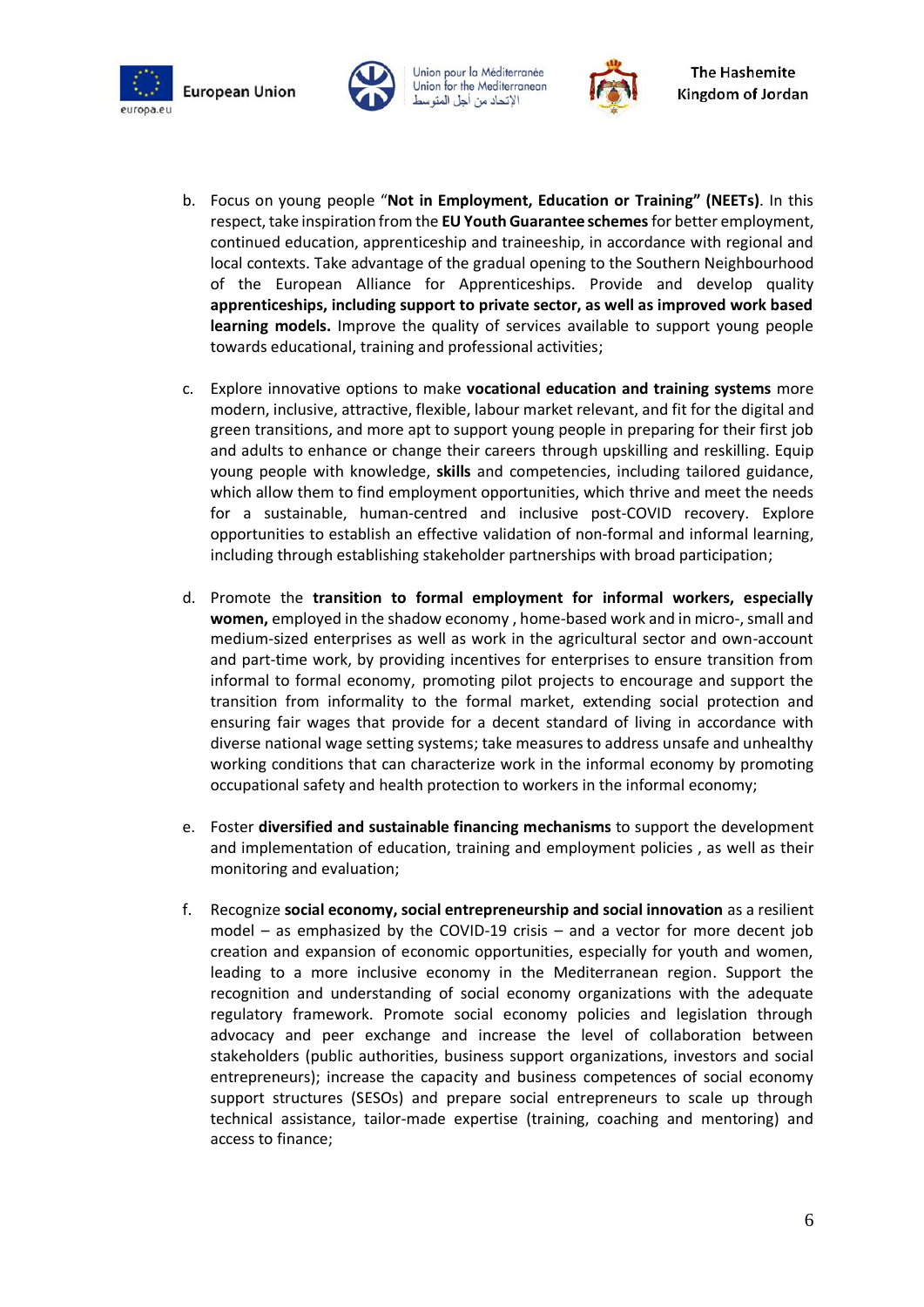b. Focus on young people "**Not in Employment, Education or Training" (NEETs)**. In this respect, take inspiration from the **EU Youth Guarantee schemes** for better employment, continued education, apprenticeship and traineeship, in accordance with regional and local contexts. Take advantage of the gradual opening to the Southern Neighbourhood of the European Alliance for Apprenticeships. Provide and develop quality **apprenticeships, including support to private sector, as well as improved work based learning models.** Improve the quality of services available to support young people towards educational, training and professional activities;

c. Explore innovative options to make **vocational education and training systems** more modern, inclusive, attractive, flexible, labour market relevant, and fit for the digital and green transitions, and more apt to support young people in preparing for their first job and adults to enhance or change their careers through upskilling and reskilling. Equip young people with knowledge, **skills** and competencies, including tailored guidance, which allow them to find employment opportunities, which thrive and meet the needs for a sustainable, human-centred and inclusive post-COVID recovery. Explore opportunities to establish an effective validation of non-formal and informal learning, including through establishing stakeholder partnerships with broad participation;

d. Promote the **transition to formal employment for informal workers, especially women,** employed in the shadow economy , home-based work and in micro-, small and medium-sized enterprises as well as work in the agricultural sector and own-account and part-time work, by providing incentives for enterprises to ensure transition from informal to formal economy, promoting pilot projects to encourage and support the transition from informality to the formal market, extending social protection and ensuring fair wages that provide for a decent standard of living in accordance with diverse national wage setting systems; take measures to address unsafe and unhealthy working conditions that can characterize work in the informal economy by promoting occupational safety and health protection to workers in the informal economy;

e. Foster **diversified and sustainable financing mechanisms** to support the development and implementation of education, training and employment policies , as well as their monitoring and evaluation;

f. Recognize **social economy, social entrepreneurship and social innovation** as a resilient model – as emphasized by the COVID-19 crisis – and a vector for more decent job creation and expansion of economic opportunities, especially for youth and women, leading to a more inclusive economy in the Mediterranean region. Support the recognition and understanding of social economy organizations with the adequate regulatory framework. Promote social economy policies and legislation through advocacy and peer exchange and increase the level of collaboration between stakeholders (public authorities, business support organizations, investors and social entrepreneurs); increase the capacity and business competences of social economy support structures (SESOs) and prepare social entrepreneurs to scale up through technical assistance, tailor-made expertise (training, coaching and mentoring) and access to finance;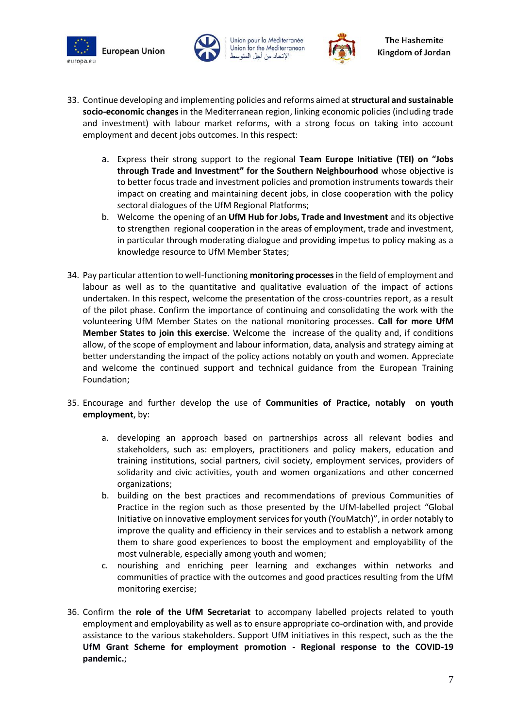33. Continue developing and implementing policies and reforms aimed at **structural and sustainable socio-economic changes** in the Mediterranean region, linking economic policies (including trade and investment) with labour market reforms, with a strong focus on taking into account employment and decent jobs outcomes. In this respect:

    a. Express their strong support to the regional **Team Europe Initiative (TEI) on "Jobs through Trade and Investment" for the Southern Neighbourhood** whose objective is to better focus trade and investment policies and promotion instruments towards their impact on creating and maintaining decent jobs, in close cooperation with the policy sectoral dialogues of the UfM Regional Platforms;

    b. Welcome the opening of an **UfM Hub for Jobs, Trade and Investment** and its objective to strengthen regional cooperation in the areas of employment, trade and investment, in particular through moderating dialogue and providing impetus to policy making as a knowledge resource to UfM Member States;

34. Pay particular attention to well-functioning **monitoring processes** in the field of employment and labour as well as to the quantitative and qualitative evaluation of the impact of actions undertaken. In this respect, welcome the presentation of the cross-countries report, as a result of the pilot phase. Confirm the importance of continuing and consolidating the work with the volunteering UfM Member States on the national monitoring processes. **Call for more UfM Member States to join this exercise**. Welcome the increase of the quality and, if conditions allow, of the scope of employment and labour information, data, analysis and strategy aiming at better understanding the impact of the policy actions notably on youth and women. Appreciate and welcome the continued support and technical guidance from the European Training Foundation;

35. Encourage and further develop the use of **Communities of Practice, notably on youth employment**, by:

    a. developing an approach based on partnerships across all relevant bodies and stakeholders, such as: employers, practitioners and policy makers, education and training institutions, social partners, civil society, employment services, providers of solidarity and civic activities, youth and women organizations and other concerned organizations;

    b. building on the best practices and recommendations of previous Communities of Practice in the region such as those presented by the UfM-labelled project "Global Initiative on innovative employment services for youth (YouMatch)", in order notably to improve the quality and efficiency in their services and to establish a network among them to share good experiences to boost the employment and employability of the most vulnerable, especially among youth and women;

    c. nourishing and enriching peer learning and exchanges within networks and communities of practice with the outcomes and good practices resulting from the UfM monitoring exercise;

36. Confirm the **role of the UfM Secretariat** to accompany labelled projects related to youth employment and employability as well as to ensure appropriate co-ordination with, and provide assistance to the various stakeholders. Support UfM initiatives in this respect, such as the the **UfM Grant Scheme for employment promotion - Regional response to the COVID-19 pandemic.**;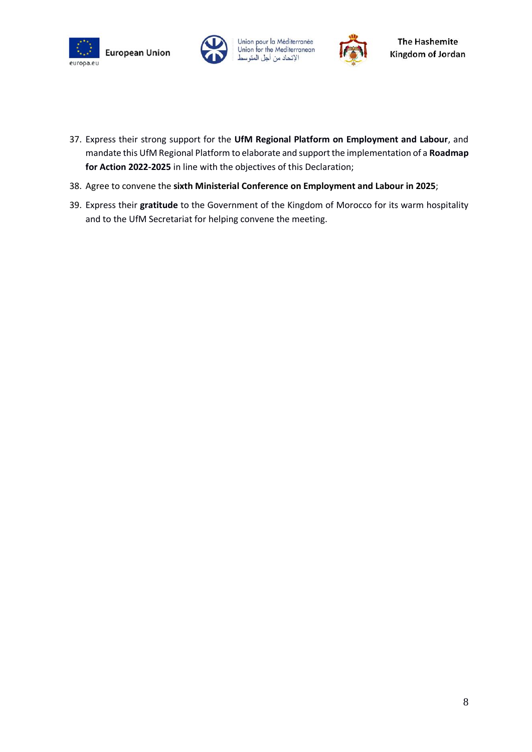37. Express their strong support for the **UfM Regional Platform on Employment and Labour**, and mandate this UfM Regional Platform to elaborate and support the implementation of a **Roadmap for Action 2022-2025** in line with the objectives of this Declaration;
38. Agree to convene the **sixth Ministerial Conference on Employment and Labour in 2025**;
39. Express their **gratitude** to the Government of the Kingdom of Morocco for its warm hospitality and to the UfM Secretariat for helping convene the meeting.